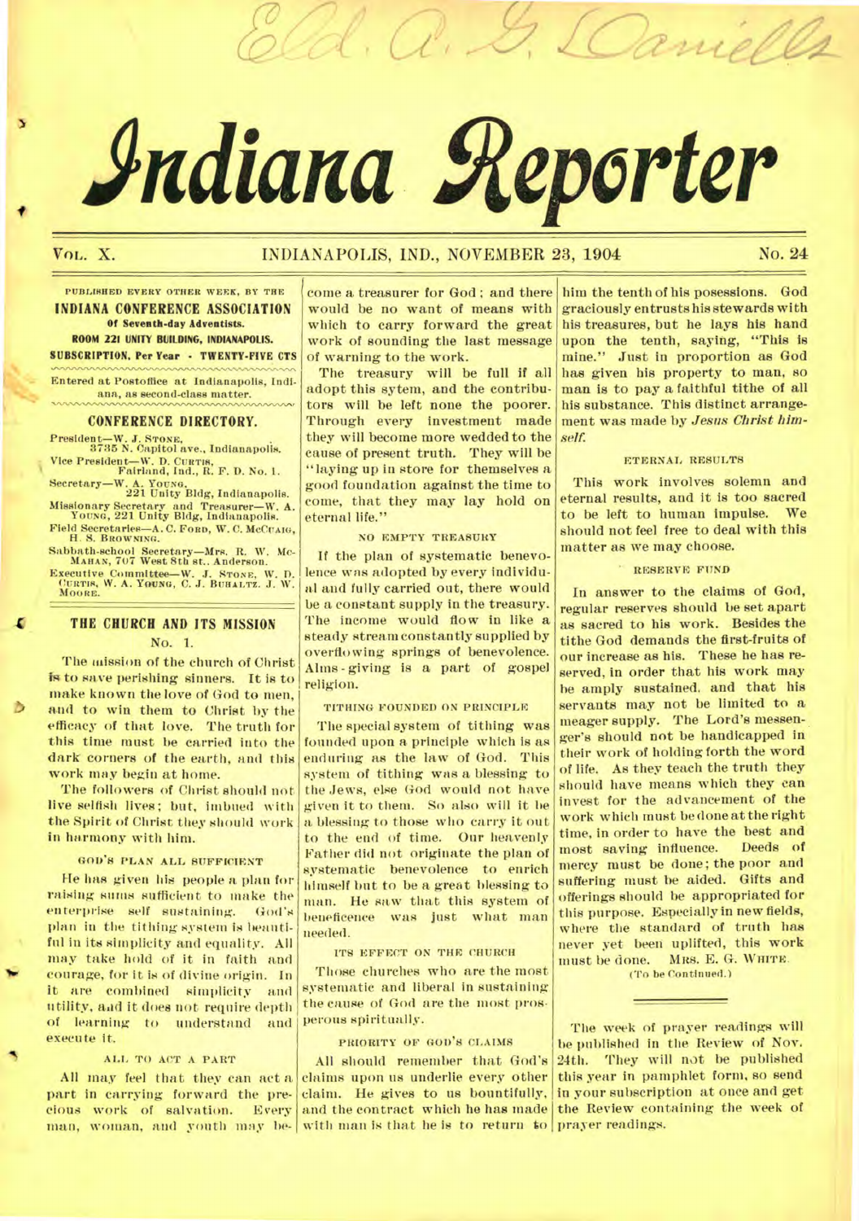Eld. A. G. Daniells

# Indiana Reporter

VOL. X. INDIANAPOLIS, IND., NOVEMBER 23, 1904 No. 24

PUBLISHED EVERY OTHER WEEK, BY THE
**INDIANA CONFERENCE ASSOCIATION**
**Of Seventh-day Adventists.**
**ROOM 221 UNITY BUILDING, INDIANAPOLIS.**
**SUBSCRIPTION, Per Year - TWENTY-FIVE CTS**

Entered at Postoffice at Indianapolis, Indiana, as second-class matter.

## CONFERENCE DIRECTORY.

President—W. J. STONE, 3735 N. Capitol ave., Indianapolis.
Vice President—W. D. CURTIS, Fairland, Ind., R. F. D. No. 1.
Secretary—W. A. YOUNG, 221 Unity Bldg, Indianapolis.
Missionary Secretary and Treasurer—W. A. YOUNG, 221 Unity Bldg, Indianapolis.
Field Secretaries—A. C. FORD, W. C. MCCUAIG, H. S. BROWNING.
Sabbath-school Secretary—Mrs. R. W. McMAHAN, 707 West 8th st., Anderson.
Executive Committee—W. J. STONE, W. D. CURTIS, W. A. YOUNG, C. J. BUHALTZ, J. W. MOORE.

## THE CHURCH AND ITS MISSION

No. 1.

The mission of the church of Christ is to save perishing sinners. It is to make known the love of God to men, and to win them to Christ by the efficacy of that love. The truth for this time must be carried into the dark corners of the earth, and this work may begin at home.

The followers of Christ should not live selfish lives; but, imbued with the Spirit of Christ they should work in harmony with him.

### GOD'S PLAN ALL SUFFICIENT

He has given his people a plan for raising sums sufficient to make the enterprise self sustaining. God's plan in the tithing system is beautiful in its simplicity and equality. All may take hold of it in faith and courage, for it is of divine origin. In it are combined simplicity and utility, and it does not require depth of learning to understand and execute it.

### ALL TO ACT A PART

All may feel that they can act a part in carrying forward the precious work of salvation. Every man, woman, and youth may become a treasurer for God; and there would be no want of means with which to carry forward the great work of sounding the last message of warning to the work.

The treasury will be full if all adopt this sytem, and the contributors will be left none the poorer. Through every investment made they will become more wedded to the cause of present truth. They will be "laying up in store for themselves a good foundation against the time to come, that they may lay hold on eternal life."

### NO EMPTY TREASURY

If the plan of systematic benevolence was adopted by every individual and fully carried out, there would be a constant supply in the treasury. The income would flow in like a steady stream constantly supplied by overflowing springs of benevolence. Alms-giving is a part of gospel religion.

### TITHING FOUNDED ON PRINCIPLE

The special system of tithing was founded upon a principle which is as enduring as the law of God. This system of tithing was a blessing to the Jews, else God would not have given it to them. So also will it be a blessing to those who carry it out to the end of time. Our heavenly Father did not originate the plan of systematic benevolence to enrich himself but to be a great blessing to man. He saw that this system of beneficence was just what man needed.

### ITS EFFECT ON THE CHURCH

Those churches who are the most systematic and liberal in sustaining the cause of God are the most prosperous spiritually.

### PRIORITY OF GOD'S CLAIMS

All should remember that God's claims upon us underlie every other claim. He gives to us bountifully, and the contract which he has made with man is that he is to return to him the tenth of his posessions. God graciously entrusts his stewards with his treasures, but he lays his hand upon the tenth, saying, "This is mine." Just in proportion as God has given his property to man, so man is to pay a faithful tithe of all his substance. This distinct arrangement was made by *Jesus Christ himself.*

### ETERNAL RESULTS

This work involves solemn and eternal results, and it is too sacred to be left to human impulse. We should not feel free to deal with this matter as we may choose.

### RESERVE FUND

In answer to the claims of God, regular reserves should be set apart as sacred to his work. Besides the tithe God demands the first-fruits of our increase as his. These he has reserved, in order that his work may be amply sustained, and that his servants may not be limited to a meager supply. The Lord's messenger's should not be handicapped in their work of holding forth the word of life. As they teach the truth they should have means which they can invest for the advancement of the work which must be done at the right time, in order to have the best and most saving influence. Deeds of mercy must be done; the poor and suffering must be aided. Gifts and offerings should be appropriated for this purpose. Especially in new fields, where the standard of truth has never yet been uplifted, this work must be done. MRS. E. G. WHITE.

(To be Continued.)

---

The week of prayer readings will be published in the Review of Nov. 24th. They will not be published this year in pamphlet form, so send in your subscription at once and get the Review containing the week of prayer readings.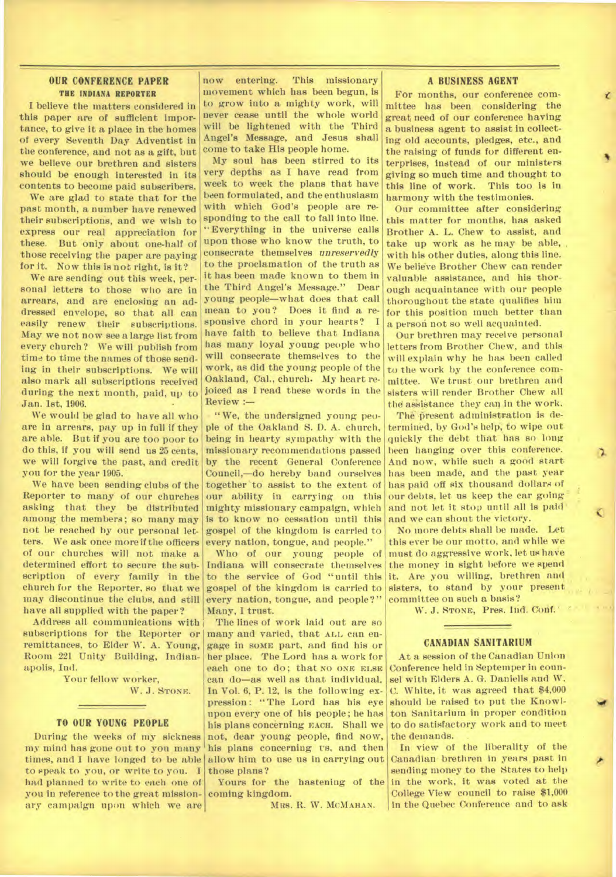## OUR CONFERENCE PAPER

### THE INDIANA REPORTER

I believe the matters considered in this paper are of sufficient importance, to give it a place in the homes of every Seventh Day Adventist in the conference, and not as a gift, but we believe our brethren and sisters should be enough interested in its contents to become paid subscribers.

We are glad to state that for the past month, a number have renewed their subscriptions, and we wish to express our real appreciation for these. But only about one-half of those receiving the paper are paying for it. Now this is not right, is it?

We are sending out this week, personal letters to those who are in arrears, and are enclosing an addressed envelope, so that all can easily renew their subscriptions. May we not now see a large list from every church? We will publish from time to time the names of those sending in their subscriptions. We will also mark all subscriptions received during the next month, paid, up to Jan. 1st, 1906.

We would be glad to have all who are in arrears, pay up in full if they are able. But if you are too poor to do this, if you will send us 25 cents, we will forgive the past, and credit you for the year 1905.

We have been sending clubs of the Reporter to many of our churches asking that they be distributed among the members; so many may not be reached by our personal letters. We ask once more if the officers of our churches will not make a determined effort to secure the subscription of every family in the church for the Reporter, so that we may discontinue the clubs, and still have all supplied with the paper?

Address all communications with subscriptions for the Reporter or remittances, to Elder W. A. Young, Room 221 Unity Building, Indianapolis, Ind.

Your fellow worker,

W. J. STONE.

## TO OUR YOUNG PEOPLE

During the weeks of my sickness my mind has gone out to you many times, and I have longed to be able to speak to you, or write to you. I had planned to write to each one of you in reference to the great missionary campaign upon which we are now entering. This missionary movement which has been begun, is to grow into a mighty work, will never cease until the whole world will be lightened with the Third Angel's Message, and Jesus shall come to take His people home.

My soul has been stirred to its very depths as I have read from week to week the plans that have been formulated, and the enthusiasm with which God's people are responding to the call to fall into line. "Everything in the universe calls upon those who know the truth, to consecrate themselves *unreservedly* to the proclamation of the truth as it has been made known to them in the Third Angel's Message." Dear young people—what does that call mean to you? Does it find a responsive chord in your hearts? I have faith to believe that Indiana has many loyal young people who will consecrate themselves to the work, as did the young people of the Oakland, Cal., church. My heart rejoiced as I read these words in the Review:—

"We, the undersigned young people of the Oakland S. D. A. church, being in hearty sympathy with the missionary recommendations passed by the recent General Conference Council,—do hereby band ourselves together to assist to the extent of our ability in carrying on this mighty missionary campaign, which is to know no cessation until this gospel of the kingdom is carried to every nation, tongue, and people."

Who of our young people of Indiana will consecrate themselves to the service of God "until this gospel of the kingdom is carried to every nation, tongue, and people?" Many, I trust.

The lines of work laid out are so many and varied, that ALL can engage in SOME part, and find his or her place. The Lord has a work for each one to do; that NO ONE ELSE can do—as well as that individual. In Vol. 6, P. 12, is the following expression: "The Lord has his eye upon every one of his people; he has his plans concerning EACH. Shall we not, dear young people, find NOW, his plans concerning US, and then allow him to use us in carrying out those plans?

Yours for the hastening of the coming kingdom.

MRS. R. W. MCMAHAN.

## A BUSINESS AGENT

For months, our conference committee has been considering the great need of our conference having a business agent to assist in collecting old accounts, pledges, etc., and the raising of funds for different enterprises, instead of our ministers giving so much time and thought to this line of work. This too is in harmony with the testimonies.

Our committee after considering this matter for months, has asked Brother A. L. Chew to assist, and take up work as he may be able, with his other duties, along this line. We believe Brother Chew can render valuable assistance, and his thorough acquaintance with our people thoroughout the state qualifies him for this position much better than a person not so well acquainted.

Our brethren may receive personal letters from Brother Chew, and this will explain why he has been called to the work by the conference committee. We trust our brethren and sisters will render Brother Chew all the assistance they can in the work.

The present administration is determined, by God's help, to wipe out quickly the debt that has so long been hanging over this conference. And now, while such a good start has been made, and the past year has paid off six thousand dollars of our debts, let us keep the car going and not let it stop until all is paid and we can shout the victory.

No more debts shall be made. Let this ever be our motto, and while we must do aggressive work, let us have the money in sight before we spend it. Are you willing, brethren and sisters, to stand by your present committee on such a basis?

W. J. STONE, Pres. Ind. Conf.

## CANADIAN SANITARIUM

At a session of the Canadian Union Conference held in Septemper in counsel with Elders A. G. Daniells and W. C. White, it was agreed that $4,000 should be raised to put the Knowlton Sanitarium in proper condition to do satisfactory work and to meet the demands.

In view of the liberality of the Canadian brethren in years past in sending money to the States to help in the work, it was voted at the College View council to raise $1,000 in the Quebec Conference and to ask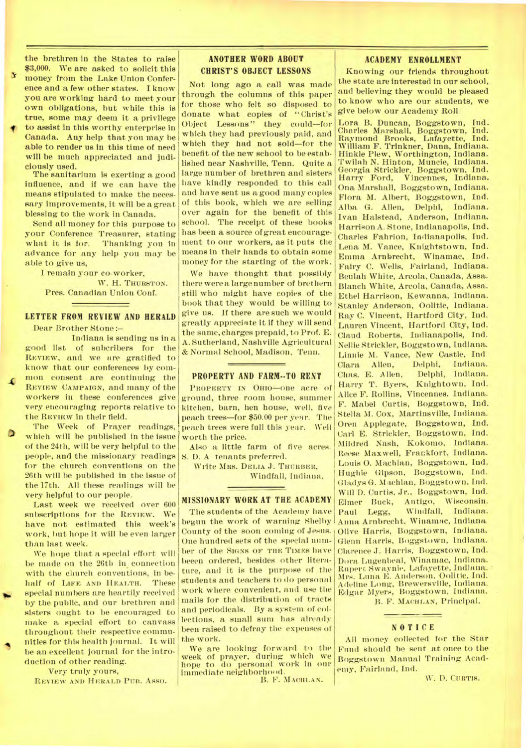the brethren in the States to raise $3,000. We are asked to solicit this money from the Lake Union Conference and a few other states. I know you are working hard to meet your own obligations, but while this is true, some may deem it a privilege to assist in this worthy enterprise in Canada. Any help that you may be able to render us in this time of need will be much appreciated and judiciously used.

The sanitarium is exerting a good influence, and if we can have the means stipulated to make the necessary improvements, it will be a great blessing to the work in Canada.

Send all money for this purpose to your Conference Treasurer, stating what it is for. Thanking you in advance for any help you may be able to give us,

I remain your co-worker,

W. H. THURSTON.
Pres. Canadian Union Conf.

## LETTER FROM REVIEW AND HERALD

Dear Brother Stone:—

Indiana is sending us in a good list of subcribers for the REVIEW, and we are gratified to know that our conferences by common consent are continuing the REVIEW CAMPAIGN, and many of the workers in these conferences give very encouraging reports relative to the REVIEW in their field.

The Week of Prayer readings, which will be published in the issue of the 24th, will be very helpful to the people, and the missionary readings for the church conventions on the 26th will be published in the issue of the 17th. All these readings will be very helpful to our people.

Last week we received over 600 subscriptions for the REVIEW. We have not estimated this week's work, but hope it will be even larger than last week.

We hope that a special effort will be made on the 26th in connection with the church conventions, in behalf of LIFE AND HEALTH. These special numbers are heartily received by the public, and our brethren and sisters ought to be encouraged to make a special effort to canvass throughout their respective communities for this health journal. It will be an excellent journal for the introduction of other reading.

Very truly yours,
REVIEW AND HERALD PUB. ASSO.

## ANOTHER WORD ABOUT CHRIST'S OBJECT LESSONS

Not long ago a call was made through the columns of this paper for those who felt so disposed to donate what copies of "Christ's Object Lessons" they could—for which they had previously paid, and which they had not sold—for the benefit of the new school to be established near Nashville, Tenn. Quite a large number of brethren and sisters have kindly responded to this call and have sent us a good many copies of this book, which we are selling over again for the benefit of this school. The receipt of these books has been a source of great encouragement to our workers, as it puts the means in their hands to obtain some money for the starting of the work.

We have thought that possibly there were a large number of brethern still who might have copies of the book that they would be willing to give us. If there are such we would greatly appreciate it if they will send the same, charges prepaid, to Prof. E. A. Sutherland, Nashville Agricultural & Normal School, Madison, Tenn.

## PROPERTY AND FARM--TO RENT

PROPERTY IN OHIO—one acre of ground, three room house, summer kitchen, barn, hen house, well, five peach trees—for $50.00 per year. The peach trees were full this year. Well worth the price.

Also a little farm of five acres. S. D. A tenants preferred.

Write MRS. DELIA J. THURBER,
Windfall, Indiana.

## MISSIONARY WORK AT THE ACADEMY

The students of the Academy have begun the work of warning Shelby County of the soon coming of Jesus. One hundred sets of the special number of the SIGNS OF THE TIMES have beeen ordered, besides other literature, and it is the purpose of the students and teachers to do personal work where convenient, and use the mails for the distribution of tracts and periodicals. By a system of collections, a small sum has already been raised to defray the expenses of the work.

We are looking forward to the week of prayer, during which we hope to do personal work in our immediate neighborhood.

B. F. MACHLAN.

## ACADEMY ENROLLMENT

Knowing our friends throughout the state are interested in our school, and believing they would be pleased to know who are our students, we give below our Academy Roll

Lora B. Duncan, Boggstown, Ind.
Charles Marshall, Boggstown, Ind.
Raymond Brooks, Lafayette, Ind.
William F. Trinkner, Dana, Indiana.
Hinkle Plew, Worthington, Indiana.
Twilah N. Hinton, Muncie, Indiana.
Georgia Strickler, Boggstown, Ind.
Harry Ford, Vincennes, Indiana.
Ona Marshall, Boggstown, Indiana.
Flora M. Albert, Boggstown, Ind.
Alba G. Allen, Delphi, Indiana.
Ivan Halstead, Anderson, Indiana.
Harrison A. Stone, Indianapolis, Ind.
Charles Fahrion, Indianapolis, Ind.
Lena M. Vance, Knightstown, Ind.
Emma Arnbrecht, Winamac, Ind.
Fairy C. Wells, Fairland, Indiana.
Beulah White, Arcola, Canada, Assa.
Blanch White, Arcola, Canada, Assa.
Ethel Harrison, Kewanna, Indiana.
Stanley Anderson, Oolitic, Indiana.
Ray C. Vincent, Hartford City, Ind.
Lauren Vincent, Hartford City, Ind.
Claud Roberts, Indianapolis, Ind.
Nellie Strickler, Boggstown, Indiana.
Linnie M. Vance, New Castle, Ind
Clara Allen, Delphi, Indiana.
Chas. E. Allen, Delphi, Indiana.
Harry T. Byers, Knightown, Ind.
Alice F. Rollins, Vincennes. Indiana.
F. Mabel Curtis, Boggstown, Ind.
Stella M. Cox, Martinsville, Indiana.
Oren Applegate, Boggstown, Ind.
Carl E. Strickler, Boggstown, Ind.
Mildred Nash, Kokomo, Indiana.
Reese Maxwell, Frankfort, Indiana.
Louis O. Machlan, Boggstown, Ind.
Hughie Gipson, Boggstown, Ind.
Gladys G. Machlan, Boggstown, Ind.
Will D. Curtis, Jr., Boggstown, Ind.
Elmer Buck, Antigo, Wisconsin.
Paul Legg, Windfall, Indiana.
Anna Arnbrecht, Winamac, Indiana.
Olive Harris, Boggstown, Indiana.
Glenn Harris, Boggstown, Indiana.
Clarence J. Harris, Boggstown, Ind.
Dora Lugenbeal, Winamac, Indiana.
Rupert Swaynie, Lafayette, Indiana.
Mrs. Luna E. Anderson, Oolitic, Ind.
Adeline Long, Brewersville, Indiana.
Edgar Myers, Boggstown, Indiana.

B. F. MACHLAN, Principal.

## NOTICE

All money collected for the Star Fund should be sent at once to the Boggstown Manual Training Academy, Fairland, Ind.

W. D. CURTIS.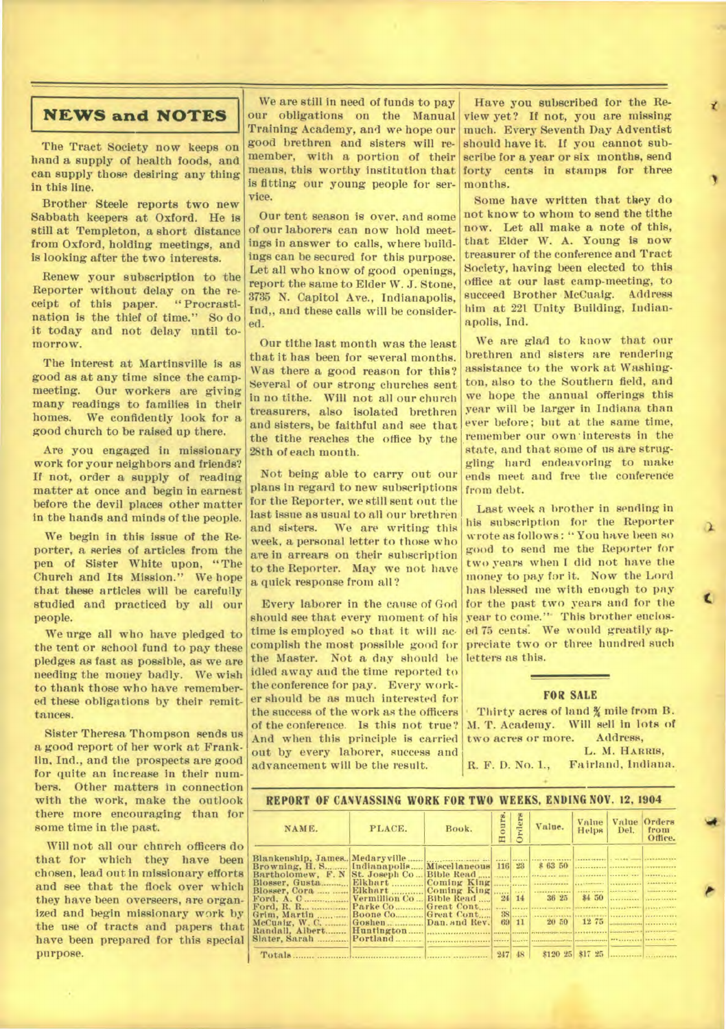## NEWS and NOTES

The Tract Society now keeps on hand a supply of health foods, and can supply those desiring any thing in this line.

Brother Steele reports two new Sabbath keepers at Oxford. He is still at Templeton, a short distance from Oxford, holding meetings, and is looking after the two interests.

Renew your subscription to the Reporter without delay on the receipt of this paper. "Procrastination is the thief of time." So do it today and not delay until tomorrow.

The interest at Martinsville is as good as at any time since the camp-meeting. Our workers are giving many readings to families in their homes. We confidently look for a good church to be raised up there.

Are you engaged in missionary work for your neighbors and friends? If not, order a supply of reading matter at once and begin in earnest before the devil places other matter in the hands and minds of the people.

We begin in this issue of the Reporter, a series of articles from the pen of Sister White upon, "The Church and Its Mission." We hope that these articles will be carefully studied and practiced by all our people.

We urge all who have pledged to the tent or school fund to pay these pledges as fast as possible, as we are needing the money badly. We wish to thank those who have remembered these obligations by their remittances.

Sister Theresa Thompson sends us a good report of her work at Franklin, Ind., and the prospects are good for quite an increase in their numbers. Other matters in connection with the work, make the outlook there more encouraging than for some time in the past.

Will not all our church officers do that for which they have been chosen, lead out in missionary efforts and see that the flock over which they have been overseers, are organized and begin missionary work by the use of tracts and papers that have been prepared for this special purpose.

We are still in need of funds to pay our obligations on the Manual Training Academy, and we hope our good brethren and sisters will remember, with a portion of their means, this worthy institution that is fitting our young people for service.

Our tent season is over, and some of our laborers can now hold meetings in answer to calls, where buildings can be secured for this purpose. Let all who know of good openings, report the same to Elder W. J. Stone, 3735 N. Capitol Ave., Indianapolis, Ind,, and these calls will be considered.

Our tithe last month was the least that it has been for several months. Was there a good reason for this? Several of our strong churches sent in no tithe. Will not all our church treasurers, also isolated brethren and sisters, be faithful and see that the tithe reaches the office by the 28th of each month.

Not being able to carry out our plans in regard to new subscriptions for the Reporter, we still sent out the last issue as usual to all our brethren and sisters. We are writing this week, a personal letter to those who are in arrears on their subscription to the Reporter. May we not have a quick response from all?

Every laborer in the cause of God should see that every moment of his time is employed so that it will accomplish the most possible good for the Master. Not a day should be idled away and the time reported to the conference for pay. Every worker should be as much interested for the success of the work as the officers of the conference. Is this not true? And when this principle is carried out by every laborer, success and advancement will be the result.

Have you subscribed for the Review yet? If not, you are missing much. Every Seventh Day Adventist should have it. If you cannot subscribe for a year or six months, send forty cents in stamps for three months.

Some have written that they do not know to whom to send the tithe now. Let all make a note of this, that Elder W. A. Young is now treasurer of the conference and Tract Society, having been elected to this office at our last camp-meeting, to succeed Brother McCuaig. Address him at 221 Unity Building, Indianapolis, Ind.

We are glad to know that our brethren and sisters are rendering assistance to the work at Washington, also to the Southern field, and we hope the annual offerings this year will be larger in Indiana than ever before; but at the same time, remember our own interests in the state, and that some of us are struggling hard endeavoring to make ends meet and free the conference from debt.

Last week a brother in sending in his subscription for the Reporter wrote as follows: "You have been so good to send me the Reporter for two years when I did not have the money to pay for it. Now the Lord has blessed me with enough to pay for the past two years and for the year to come." This brother enclosed 75 cents. We would greatly appreciate two or three hundred such letters as this.

### FOR SALE

Thirty acres of land ¾ mile from B. M. T. Academy. Will sell in lots of two acres or more. Address,

L. M. HARRIS,
R. F. D. No. 1., Fairland, Indiana.

### REPORT OF CANVASSING WORK FOR TWO WEEKS, ENDING NOV. 12, 1904

| NAME. | PLACE. | Book. | Hours. | Orders | Value. | Value Helps | Value Del. | Orders from Office. |
|---|---|---|---|---|---|---|---|---|
| Blankenship, James | Medaryville | | | | | | | |
| Browning, H. S. | Indianapolis | Miscellaneous | 116 | 23 | $ 63 50 | | | |
| Bartholomew, F. N | St. Joseph Co | Bible Read | | | | | | |
| Blosser, Gusta | Elkhart | Coming King | | | | | | |
| Blosser, Cora | Elkhart | Coming King | | | | | | |
| Ford, A. C | Vermillion Co | Bible Read | 24 | 14 | 36 25 | $4 50 | | |
| Ford, R. R. | Parke Co | Great Cont | | | | | | |
| Grim, Martin | Boone Co | Great Cont | 38 | | | | | |
| McCuaig, W. C. | Goshen | Dan. and Rev. | 69 | 11 | 20 50 | 12 75 | | |
| Randall, Albert | Huntington | | | | | | | |
| Slater, Sarah | Portland | | | | | | | |
| Totals | | | 247 | 48 | $120 25 | $17 25 | | |